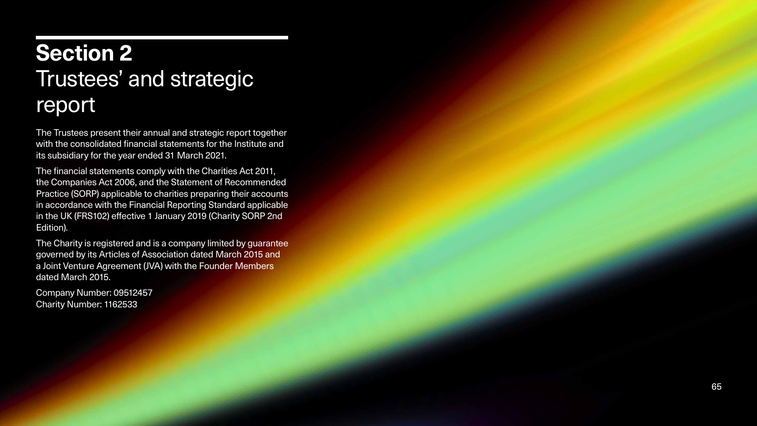# Section 2
## Trustees' and strategic report

The Trustees present their annual and strategic report together with the consolidated financial statements for the Institute and its subsidiary for the year ended 31 March 2021.

The financial statements comply with the Charities Act 2011, the Companies Act 2006, and the Statement of Recommended Practice (SORP) applicable to charities preparing their accounts in accordance with the Financial Reporting Standard applicable in the UK (FRS102) effective 1 January 2019 (Charity SORP 2nd Edition).

The Charity is registered and is a company limited by guarantee governed by its Articles of Association dated March 2015 and a Joint Venture Agreement (JVA) with the Founder Members dated March 2015.

Company Number: 09512457
Charity Number: 1162533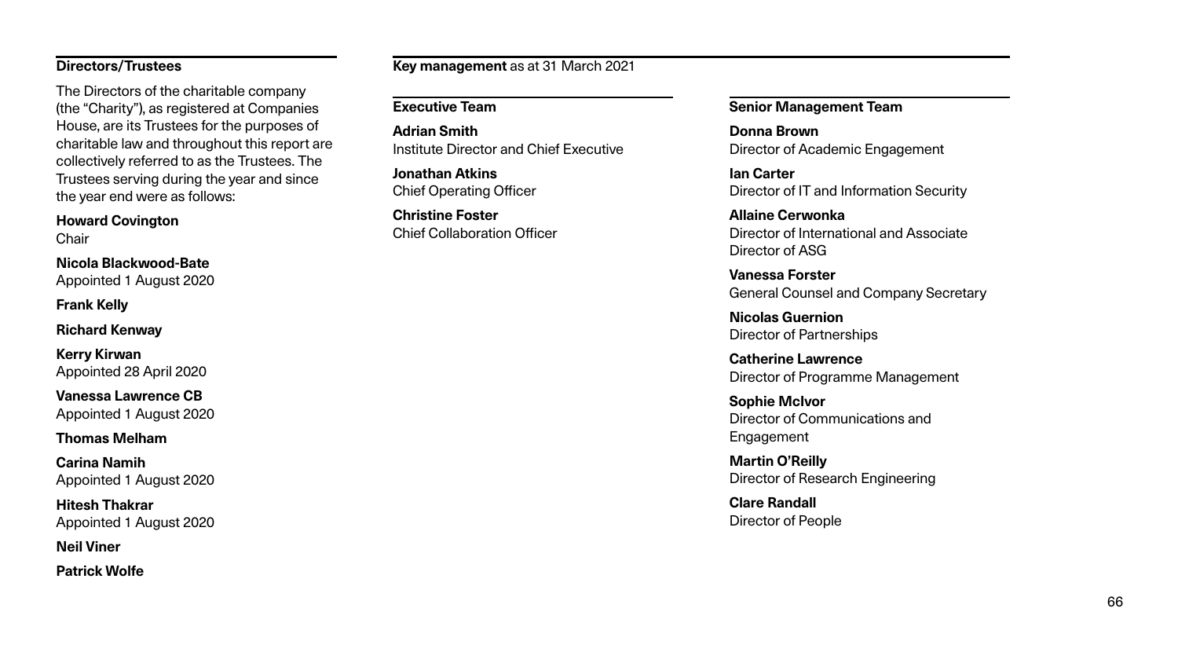## Directors/Trustees

The Directors of the charitable company (the "Charity"), as registered at Companies House, are its Trustees for the purposes of charitable law and throughout this report are collectively referred to as the Trustees. The Trustees serving during the year and since the year end were as follows:

**Howard Covington**
Chair

**Nicola Blackwood-Bate**
Appointed 1 August 2020

**Frank Kelly**

**Richard Kenway**

**Kerry Kirwan**
Appointed 28 April 2020

**Vanessa Lawrence CB**
Appointed 1 August 2020

**Thomas Melham**

**Carina Namih**
Appointed 1 August 2020

**Hitesh Thakrar**
Appointed 1 August 2020

**Neil Viner**

**Patrick Wolfe**

## Key management as at 31 March 2021

### Executive Team

**Adrian Smith**
Institute Director and Chief Executive

**Jonathan Atkins**
Chief Operating Officer

**Christine Foster**
Chief Collaboration Officer

### Senior Management Team

**Donna Brown**
Director of Academic Engagement

**Ian Carter**
Director of IT and Information Security

**Allaine Cerwonka**
Director of International and Associate Director of ASG

**Vanessa Forster**
General Counsel and Company Secretary

**Nicolas Guernion**
Director of Partnerships

**Catherine Lawrence**
Director of Programme Management

**Sophie McIvor**
Director of Communications and Engagement

**Martin O'Reilly**
Director of Research Engineering

**Clare Randall**
Director of People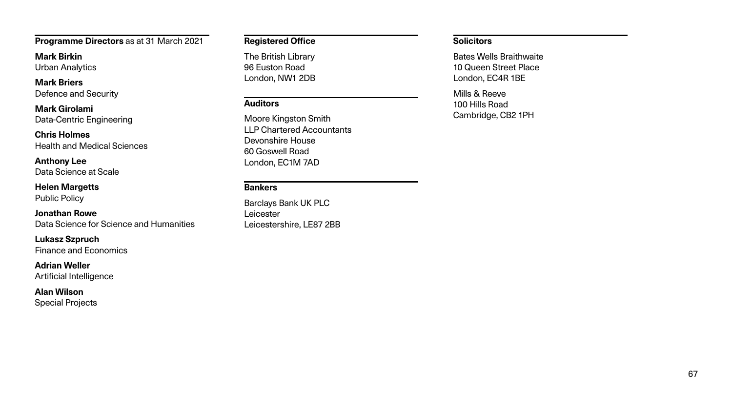**Programme Directors** as at 31 March 2021

**Mark Birkin**
Urban Analytics

**Mark Briers**
Defence and Security

**Mark Girolami**
Data-Centric Engineering

**Chris Holmes**
Health and Medical Sciences

**Anthony Lee**
Data Science at Scale

**Helen Margetts**
Public Policy

**Jonathan Rowe**
Data Science for Science and Humanities

**Lukasz Szpruch**
Finance and Economics

**Adrian Weller**
Artificial Intelligence

**Alan Wilson**
Special Projects

**Registered Office**

The British Library
96 Euston Road
London, NW1 2DB

**Auditors**

Moore Kingston Smith
LLP Chartered Accountants
Devonshire House
60 Goswell Road
London, EC1M 7AD

**Bankers**

Barclays Bank UK PLC
Leicester
Leicestershire, LE87 2BB

**Solicitors**

Bates Wells Braithwaite
10 Queen Street Place
London, EC4R 1BE

Mills & Reeve
100 Hills Road
Cambridge, CB2 1PH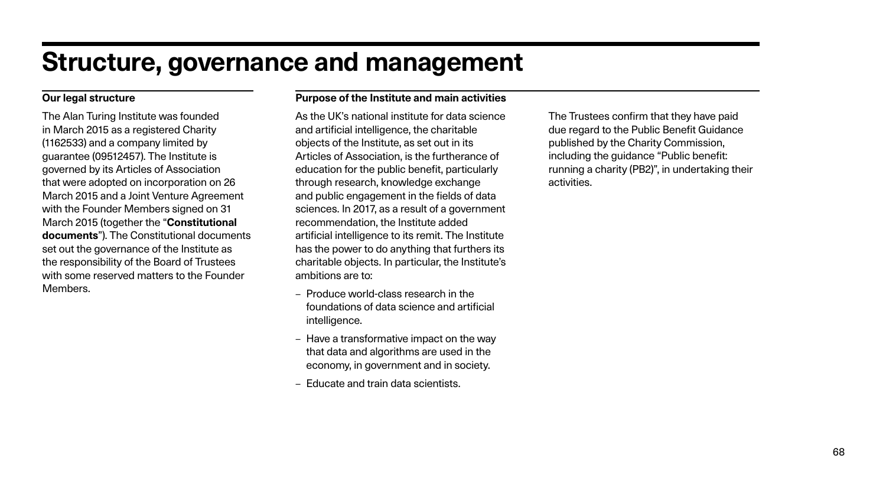# Structure, governance and management

## Our legal structure

The Alan Turing Institute was founded in March 2015 as a registered Charity (1162533) and a company limited by guarantee (09512457). The Institute is governed by its Articles of Association that were adopted on incorporation on 26 March 2015 and a Joint Venture Agreement with the Founder Members signed on 31 March 2015 (together the "**Constitutional documents**"). The Constitutional documents set out the governance of the Institute as the responsibility of the Board of Trustees with some reserved matters to the Founder Members.

## Purpose of the Institute and main activities

As the UK's national institute for data science and artificial intelligence, the charitable objects of the Institute, as set out in its Articles of Association, is the furtherance of education for the public benefit, particularly through research, knowledge exchange and public engagement in the fields of data sciences. In 2017, as a result of a government recommendation, the Institute added artificial intelligence to its remit. The Institute has the power to do anything that furthers its charitable objects. In particular, the Institute's ambitions are to:

- Produce world-class research in the foundations of data science and artificial intelligence.
- Have a transformative impact on the way that data and algorithms are used in the economy, in government and in society.
- Educate and train data scientists.

The Trustees confirm that they have paid due regard to the Public Benefit Guidance published by the Charity Commission, including the guidance "Public benefit: running a charity (PB2)", in undertaking their activities.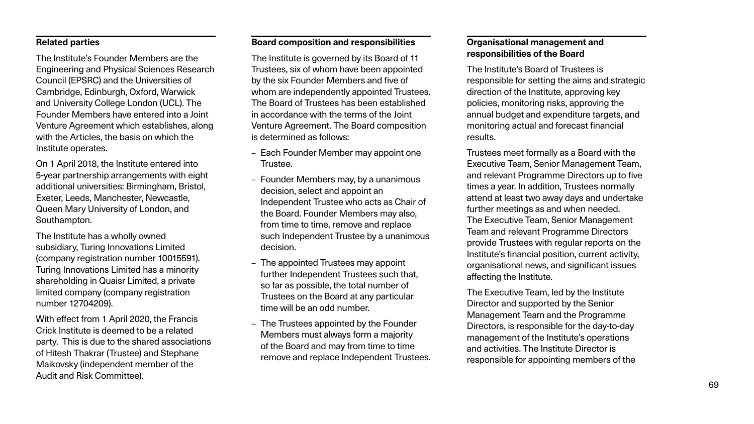### Related parties

The Institute's Founder Members are the Engineering and Physical Sciences Research Council (EPSRC) and the Universities of Cambridge, Edinburgh, Oxford, Warwick and University College London (UCL). The Founder Members have entered into a Joint Venture Agreement which establishes, along with the Articles, the basis on which the Institute operates.

On 1 April 2018, the Institute entered into 5-year partnership arrangements with eight additional universities: Birmingham, Bristol, Exeter, Leeds, Manchester, Newcastle, Queen Mary University of London, and Southampton.

The Institute has a wholly owned subsidiary, Turing Innovations Limited (company registration number 10015591). Turing Innovations Limited has a minority shareholding in Quaisr Limited, a private limited company (company registration number 12704209).

With effect from 1 April 2020, the Francis Crick Institute is deemed to be a related party. This is due to the shared associations of Hitesh Thakrar (Trustee) and Stephane Maikovsky (independent member of the Audit and Risk Committee).

### Board composition and responsibilities

The Institute is governed by its Board of 11 Trustees, six of whom have been appointed by the six Founder Members and five of whom are independently appointed Trustees. The Board of Trustees has been established in accordance with the terms of the Joint Venture Agreement. The Board composition is determined as follows:

- Each Founder Member may appoint one Trustee.
- Founder Members may, by a unanimous decision, select and appoint an Independent Trustee who acts as Chair of the Board. Founder Members may also, from time to time, remove and replace such Independent Trustee by a unanimous decision.
- The appointed Trustees may appoint further Independent Trustees such that, so far as possible, the total number of Trustees on the Board at any particular time will be an odd number.
- The Trustees appointed by the Founder Members must always form a majority of the Board and may from time to time remove and replace Independent Trustees.

### Organisational management and responsibilities of the Board

The Institute's Board of Trustees is responsible for setting the aims and strategic direction of the Institute, approving key policies, monitoring risks, approving the annual budget and expenditure targets, and monitoring actual and forecast financial results.

Trustees meet formally as a Board with the Executive Team, Senior Management Team, and relevant Programme Directors up to five times a year. In addition, Trustees normally attend at least two away days and undertake further meetings as and when needed. The Executive Team, Senior Management Team and relevant Programme Directors provide Trustees with regular reports on the Institute's financial position, current activity, organisational news, and significant issues affecting the Institute.

The Executive Team, led by the Institute Director and supported by the Senior Management Team and the Programme Directors, is responsible for the day-to-day management of the Institute's operations and activities. The Institute Director is responsible for appointing members of the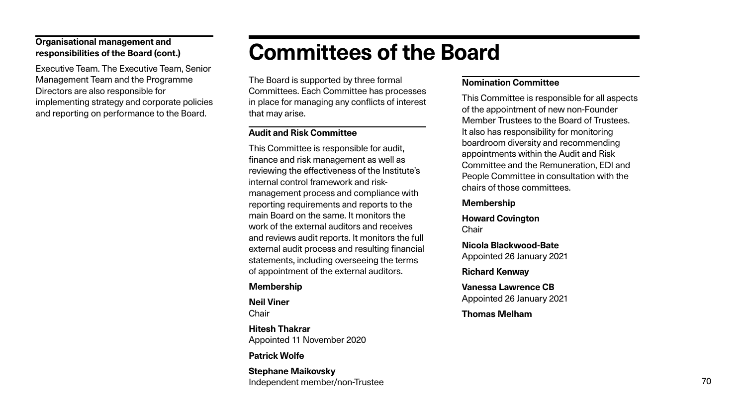**Organisational management and responsibilities of the Board (cont.)**

Executive Team. The Executive Team, Senior Management Team and the Programme Directors are also responsible for implementing strategy and corporate policies and reporting on performance to the Board.

# Committees of the Board

The Board is supported by three formal Committees. Each Committee has processes in place for managing any conflicts of interest that may arise.

### Audit and Risk Committee

This Committee is responsible for audit, finance and risk management as well as reviewing the effectiveness of the Institute's internal control framework and risk-management process and compliance with reporting requirements and reports to the main Board on the same. It monitors the work of the external auditors and receives and reviews audit reports. It monitors the full external audit process and resulting financial statements, including overseeing the terms of appointment of the external auditors.

**Membership**

**Neil Viner**
Chair

**Hitesh Thakrar**
Appointed 11 November 2020

**Patrick Wolfe**

**Stephane Maikovsky**
Independent member/non-Trustee

### Nomination Committee

This Committee is responsible for all aspects of the appointment of new non-Founder Member Trustees to the Board of Trustees. It also has responsibility for monitoring boardroom diversity and recommending appointments within the Audit and Risk Committee and the Remuneration, EDI and People Committee in consultation with the chairs of those committees.

**Membership**

**Howard Covington**
Chair

**Nicola Blackwood-Bate**
Appointed 26 January 2021

**Richard Kenway**

**Vanessa Lawrence CB**
Appointed 26 January 2021

**Thomas Melham**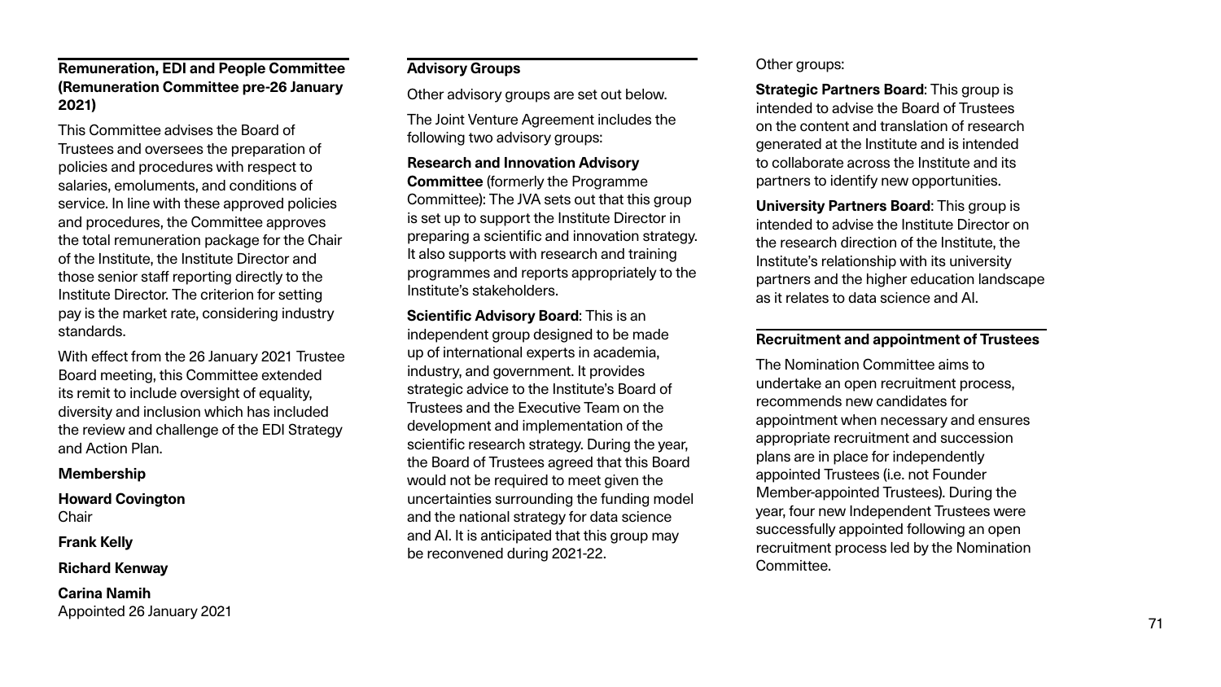### Remuneration, EDI and People Committee (Remuneration Committee pre-26 January 2021)

This Committee advises the Board of Trustees and oversees the preparation of policies and procedures with respect to salaries, emoluments, and conditions of service. In line with these approved policies and procedures, the Committee approves the total remuneration package for the Chair of the Institute, the Institute Director and those senior staff reporting directly to the Institute Director. The criterion for setting pay is the market rate, considering industry standards.

With effect from the 26 January 2021 Trustee Board meeting, this Committee extended its remit to include oversight of equality, diversity and inclusion which has included the review and challenge of the EDI Strategy and Action Plan.

**Membership**

**Howard Covington**
Chair

**Frank Kelly**

**Richard Kenway**

**Carina Namih**
Appointed 26 January 2021

### Advisory Groups

Other advisory groups are set out below.

The Joint Venture Agreement includes the following two advisory groups:

**Research and Innovation Advisory Committee** (formerly the Programme Committee): The JVA sets out that this group is set up to support the Institute Director in preparing a scientific and innovation strategy. It also supports with research and training programmes and reports appropriately to the Institute's stakeholders.

**Scientific Advisory Board**: This is an independent group designed to be made up of international experts in academia, industry, and government. It provides strategic advice to the Institute's Board of Trustees and the Executive Team on the development and implementation of the scientific research strategy. During the year, the Board of Trustees agreed that this Board would not be required to meet given the uncertainties surrounding the funding model and the national strategy for data science and AI. It is anticipated that this group may be reconvened during 2021-22.

Other groups:

**Strategic Partners Board**: This group is intended to advise the Board of Trustees on the content and translation of research generated at the Institute and is intended to collaborate across the Institute and its partners to identify new opportunities.

**University Partners Board**: This group is intended to advise the Institute Director on the research direction of the Institute, the Institute's relationship with its university partners and the higher education landscape as it relates to data science and AI.

### Recruitment and appointment of Trustees

The Nomination Committee aims to undertake an open recruitment process, recommends new candidates for appointment when necessary and ensures appropriate recruitment and succession plans are in place for independently appointed Trustees (i.e. not Founder Member-appointed Trustees). During the year, four new Independent Trustees were successfully appointed following an open recruitment process led by the Nomination Committee.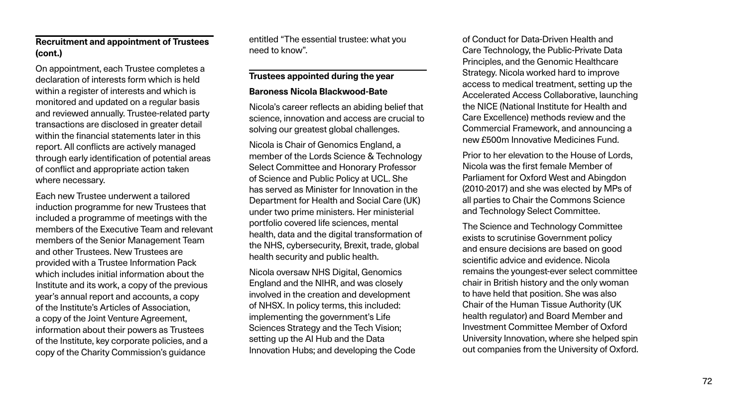### Recruitment and appointment of Trustees (cont.)

On appointment, each Trustee completes a declaration of interests form which is held within a register of interests and which is monitored and updated on a regular basis and reviewed annually. Trustee-related party transactions are disclosed in greater detail within the financial statements later in this report. All conflicts are actively managed through early identification of potential areas of conflict and appropriate action taken where necessary.

Each new Trustee underwent a tailored induction programme for new Trustees that included a programme of meetings with the members of the Executive Team and relevant members of the Senior Management Team and other Trustees. New Trustees are provided with a Trustee Information Pack which includes initial information about the Institute and its work, a copy of the previous year's annual report and accounts, a copy of the Institute's Articles of Association, a copy of the Joint Venture Agreement, information about their powers as Trustees of the Institute, key corporate policies, and a copy of the Charity Commission's guidance entitled "The essential trustee: what you need to know".

### Trustees appointed during the year

**Baroness Nicola Blackwood-Bate**

Nicola's career reflects an abiding belief that science, innovation and access are crucial to solving our greatest global challenges.

Nicola is Chair of Genomics England, a member of the Lords Science & Technology Select Committee and Honorary Professor of Science and Public Policy at UCL. She has served as Minister for Innovation in the Department for Health and Social Care (UK) under two prime ministers. Her ministerial portfolio covered life sciences, mental health, data and the digital transformation of the NHS, cybersecurity, Brexit, trade, global health security and public health.

Nicola oversaw NHS Digital, Genomics England and the NIHR, and was closely involved in the creation and development of NHSX. In policy terms, this included: implementing the government's Life Sciences Strategy and the Tech Vision; setting up the AI Hub and the Data Innovation Hubs; and developing the Code of Conduct for Data-Driven Health and Care Technology, the Public-Private Data Principles, and the Genomic Healthcare Strategy. Nicola worked hard to improve access to medical treatment, setting up the Accelerated Access Collaborative, launching the NICE (National Institute for Health and Care Excellence) methods review and the Commercial Framework, and announcing a new £500m Innovative Medicines Fund.

Prior to her elevation to the House of Lords, Nicola was the first female Member of Parliament for Oxford West and Abingdon (2010-2017) and she was elected by MPs of all parties to Chair the Commons Science and Technology Select Committee.

The Science and Technology Committee exists to scrutinise Government policy and ensure decisions are based on good scientific advice and evidence. Nicola remains the youngest-ever select committee chair in British history and the only woman to have held that position. She was also Chair of the Human Tissue Authority (UK health regulator) and Board Member and Investment Committee Member of Oxford University Innovation, where she helped spin out companies from the University of Oxford.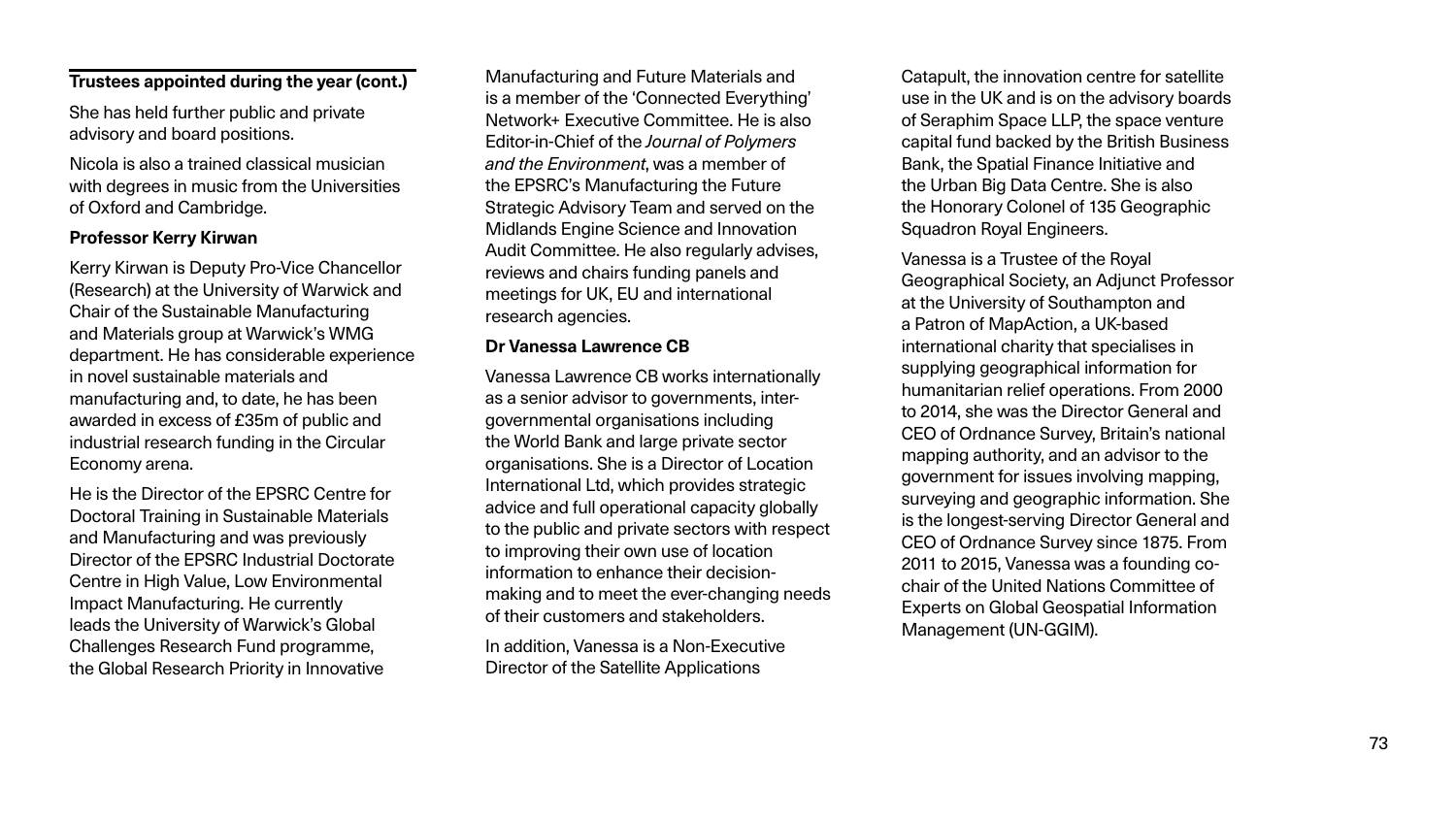## Trustees appointed during the year (cont.)

She has held further public and private advisory and board positions.

Nicola is also a trained classical musician with degrees in music from the Universities of Oxford and Cambridge.

**Professor Kerry Kirwan**

Kerry Kirwan is Deputy Pro-Vice Chancellor (Research) at the University of Warwick and Chair of the Sustainable Manufacturing and Materials group at Warwick's WMG department. He has considerable experience in novel sustainable materials and manufacturing and, to date, he has been awarded in excess of £35m of public and industrial research funding in the Circular Economy arena.

He is the Director of the EPSRC Centre for Doctoral Training in Sustainable Materials and Manufacturing and was previously Director of the EPSRC Industrial Doctorate Centre in High Value, Low Environmental Impact Manufacturing. He currently leads the University of Warwick's Global Challenges Research Fund programme, the Global Research Priority in Innovative Manufacturing and Future Materials and is a member of the 'Connected Everything' Network+ Executive Committee. He is also Editor-in-Chief of the *Journal of Polymers and the Environment*, was a member of the EPSRC's Manufacturing the Future Strategic Advisory Team and served on the Midlands Engine Science and Innovation Audit Committee. He also regularly advises, reviews and chairs funding panels and meetings for UK, EU and international research agencies.

**Dr Vanessa Lawrence CB**

Vanessa Lawrence CB works internationally as a senior advisor to governments, inter-governmental organisations including the World Bank and large private sector organisations. She is a Director of Location International Ltd, which provides strategic advice and full operational capacity globally to the public and private sectors with respect to improving their own use of location information to enhance their decision-making and to meet the ever-changing needs of their customers and stakeholders.

In addition, Vanessa is a Non-Executive Director of the Satellite Applications Catapult, the innovation centre for satellite use in the UK and is on the advisory boards of Seraphim Space LLP, the space venture capital fund backed by the British Business Bank, the Spatial Finance Initiative and the Urban Big Data Centre. She is also the Honorary Colonel of 135 Geographic Squadron Royal Engineers.

Vanessa is a Trustee of the Royal Geographical Society, an Adjunct Professor at the University of Southampton and a Patron of MapAction, a UK-based international charity that specialises in supplying geographical information for humanitarian relief operations. From 2000 to 2014, she was the Director General and CEO of Ordnance Survey, Britain's national mapping authority, and an advisor to the government for issues involving mapping, surveying and geographic information. She is the longest-serving Director General and CEO of Ordnance Survey since 1875. From 2011 to 2015, Vanessa was a founding co-chair of the United Nations Committee of Experts on Global Geospatial Information Management (UN-GGIM).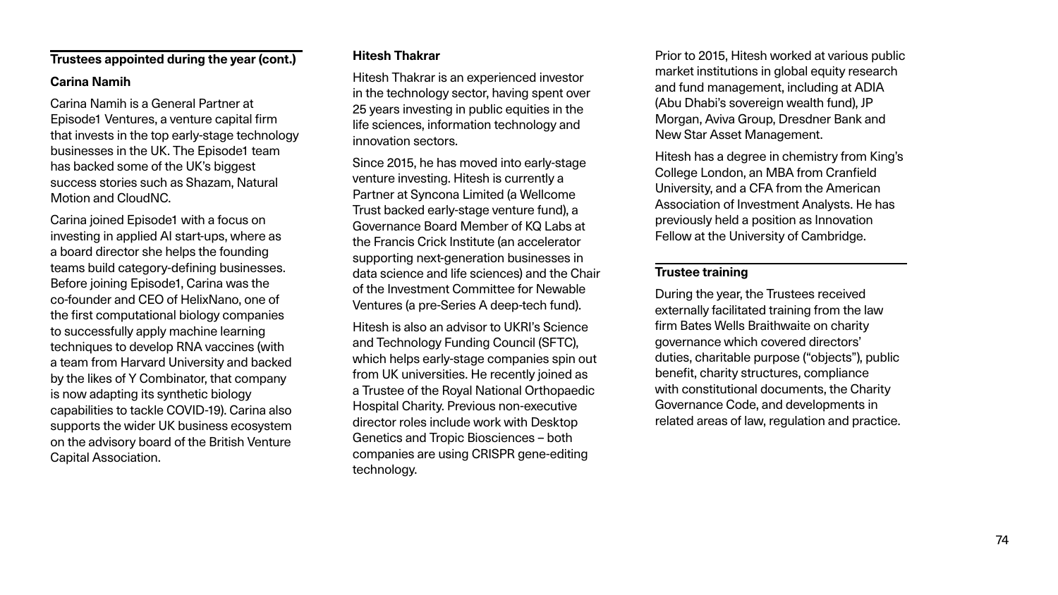## Trustees appointed during the year (cont.)

### Carina Namih

Carina Namih is a General Partner at Episode1 Ventures, a venture capital firm that invests in the top early-stage technology businesses in the UK. The Episode1 team has backed some of the UK's biggest success stories such as Shazam, Natural Motion and CloudNC.

Carina joined Episode1 with a focus on investing in applied AI start-ups, where as a board director she helps the founding teams build category-defining businesses. Before joining Episode1, Carina was the co-founder and CEO of HelixNano, one of the first computational biology companies to successfully apply machine learning techniques to develop RNA vaccines (with a team from Harvard University and backed by the likes of Y Combinator, that company is now adapting its synthetic biology capabilities to tackle COVID-19). Carina also supports the wider UK business ecosystem on the advisory board of the British Venture Capital Association.

### Hitesh Thakrar

Hitesh Thakrar is an experienced investor in the technology sector, having spent over 25 years investing in public equities in the life sciences, information technology and innovation sectors.

Since 2015, he has moved into early-stage venture investing. Hitesh is currently a Partner at Syncona Limited (a Wellcome Trust backed early-stage venture fund), a Governance Board Member of KQ Labs at the Francis Crick Institute (an accelerator supporting next-generation businesses in data science and life sciences) and the Chair of the Investment Committee for Newable Ventures (a pre-Series A deep-tech fund).

Hitesh is also an advisor to UKRI's Science and Technology Funding Council (SFTC), which helps early-stage companies spin out from UK universities. He recently joined as a Trustee of the Royal National Orthopaedic Hospital Charity. Previous non-executive director roles include work with Desktop Genetics and Tropic Biosciences – both companies are using CRISPR gene-editing technology.

Prior to 2015, Hitesh worked at various public market institutions in global equity research and fund management, including at ADIA (Abu Dhabi's sovereign wealth fund), JP Morgan, Aviva Group, Dresdner Bank and New Star Asset Management.

Hitesh has a degree in chemistry from King's College London, an MBA from Cranfield University, and a CFA from the American Association of Investment Analysts. He has previously held a position as Innovation Fellow at the University of Cambridge.

## Trustee training

During the year, the Trustees received externally facilitated training from the law firm Bates Wells Braithwaite on charity governance which covered directors' duties, charitable purpose ("objects"), public benefit, charity structures, compliance with constitutional documents, the Charity Governance Code, and developments in related areas of law, regulation and practice.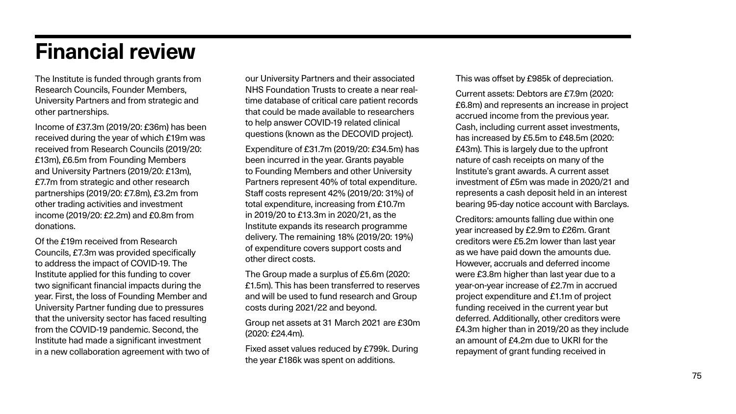# Financial review

The Institute is funded through grants from Research Councils, Founder Members, University Partners and from strategic and other partnerships.

Income of £37.3m (2019/20: £36m) has been received during the year of which £19m was received from Research Councils (2019/20: £13m), £6.5m from Founding Members and University Partners (2019/20: £13m), £7.7m from strategic and other research partnerships (2019/20: £7.8m), £3.2m from other trading activities and investment income (2019/20: £2.2m) and £0.8m from donations.

Of the £19m received from Research Councils, £7.3m was provided specifically to address the impact of COVID-19. The Institute applied for this funding to cover two significant financial impacts during the year. First, the loss of Founding Member and University Partner funding due to pressures that the university sector has faced resulting from the COVID-19 pandemic. Second, the Institute had made a significant investment in a new collaboration agreement with two of our University Partners and their associated NHS Foundation Trusts to create a near real-time database of critical care patient records that could be made available to researchers to help answer COVID-19 related clinical questions (known as the DECOVID project).

Expenditure of £31.7m (2019/20: £34.5m) has been incurred in the year. Grants payable to Founding Members and other University Partners represent 40% of total expenditure. Staff costs represent 42% (2019/20: 31%) of total expenditure, increasing from £10.7m in 2019/20 to £13.3m in 2020/21, as the Institute expands its research programme delivery. The remaining 18% (2019/20: 19%) of expenditure covers support costs and other direct costs.

The Group made a surplus of £5.6m (2020: £1.5m). This has been transferred to reserves and will be used to fund research and Group costs during 2021/22 and beyond.

Group net assets at 31 March 2021 are £30m (2020: £24.4m).

Fixed asset values reduced by £799k. During the year £186k was spent on additions. This was offset by £985k of depreciation.

Current assets: Debtors are £7.9m (2020: £6.8m) and represents an increase in project accrued income from the previous year. Cash, including current asset investments, has increased by £5.5m to £48.5m (2020: £43m). This is largely due to the upfront nature of cash receipts on many of the Institute's grant awards. A current asset investment of £5m was made in 2020/21 and represents a cash deposit held in an interest bearing 95-day notice account with Barclays.

Creditors: amounts falling due within one year increased by £2.9m to £26m. Grant creditors were £5.2m lower than last year as we have paid down the amounts due. However, accruals and deferred income were £3.8m higher than last year due to a year-on-year increase of £2.7m in accrued project expenditure and £1.1m of project funding received in the current year but deferred. Additionally, other creditors were £4.3m higher than in 2019/20 as they include an amount of £4.2m due to UKRI for the repayment of grant funding received in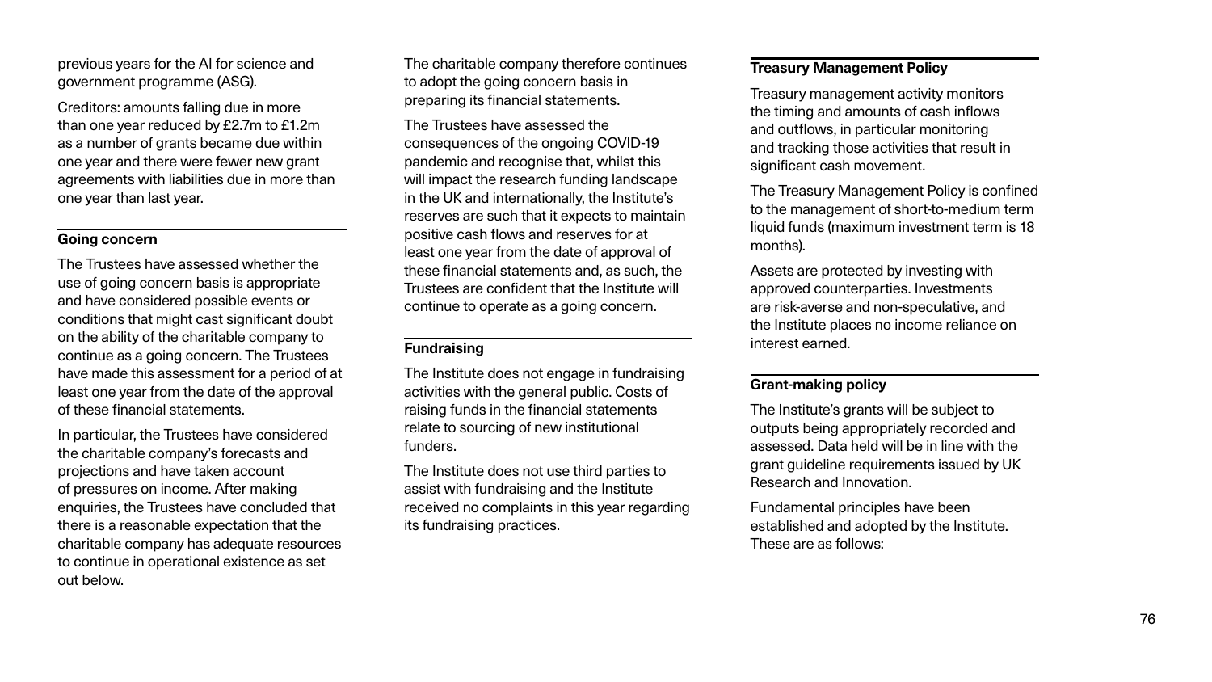previous years for the AI for science and government programme (ASG).

Creditors: amounts falling due in more than one year reduced by £2.7m to £1.2m as a number of grants became due within one year and there were fewer new grant agreements with liabilities due in more than one year than last year.

### Going concern

The Trustees have assessed whether the use of going concern basis is appropriate and have considered possible events or conditions that might cast significant doubt on the ability of the charitable company to continue as a going concern. The Trustees have made this assessment for a period of at least one year from the date of the approval of these financial statements.

In particular, the Trustees have considered the charitable company's forecasts and projections and have taken account of pressures on income. After making enquiries, the Trustees have concluded that there is a reasonable expectation that the charitable company has adequate resources to continue in operational existence as set out below.

The charitable company therefore continues to adopt the going concern basis in preparing its financial statements.

The Trustees have assessed the consequences of the ongoing COVID-19 pandemic and recognise that, whilst this will impact the research funding landscape in the UK and internationally, the Institute's reserves are such that it expects to maintain positive cash flows and reserves for at least one year from the date of approval of these financial statements and, as such, the Trustees are confident that the Institute will continue to operate as a going concern.

### Fundraising

The Institute does not engage in fundraising activities with the general public. Costs of raising funds in the financial statements relate to sourcing of new institutional funders.

The Institute does not use third parties to assist with fundraising and the Institute received no complaints in this year regarding its fundraising practices.

### Treasury Management Policy

Treasury management activity monitors the timing and amounts of cash inflows and outflows, in particular monitoring and tracking those activities that result in significant cash movement.

The Treasury Management Policy is confined to the management of short-to-medium term liquid funds (maximum investment term is 18 months).

Assets are protected by investing with approved counterparties. Investments are risk-averse and non-speculative, and the Institute places no income reliance on interest earned.

### Grant-making policy

The Institute's grants will be subject to outputs being appropriately recorded and assessed. Data held will be in line with the grant guideline requirements issued by UK Research and Innovation.

Fundamental principles have been established and adopted by the Institute. These are as follows: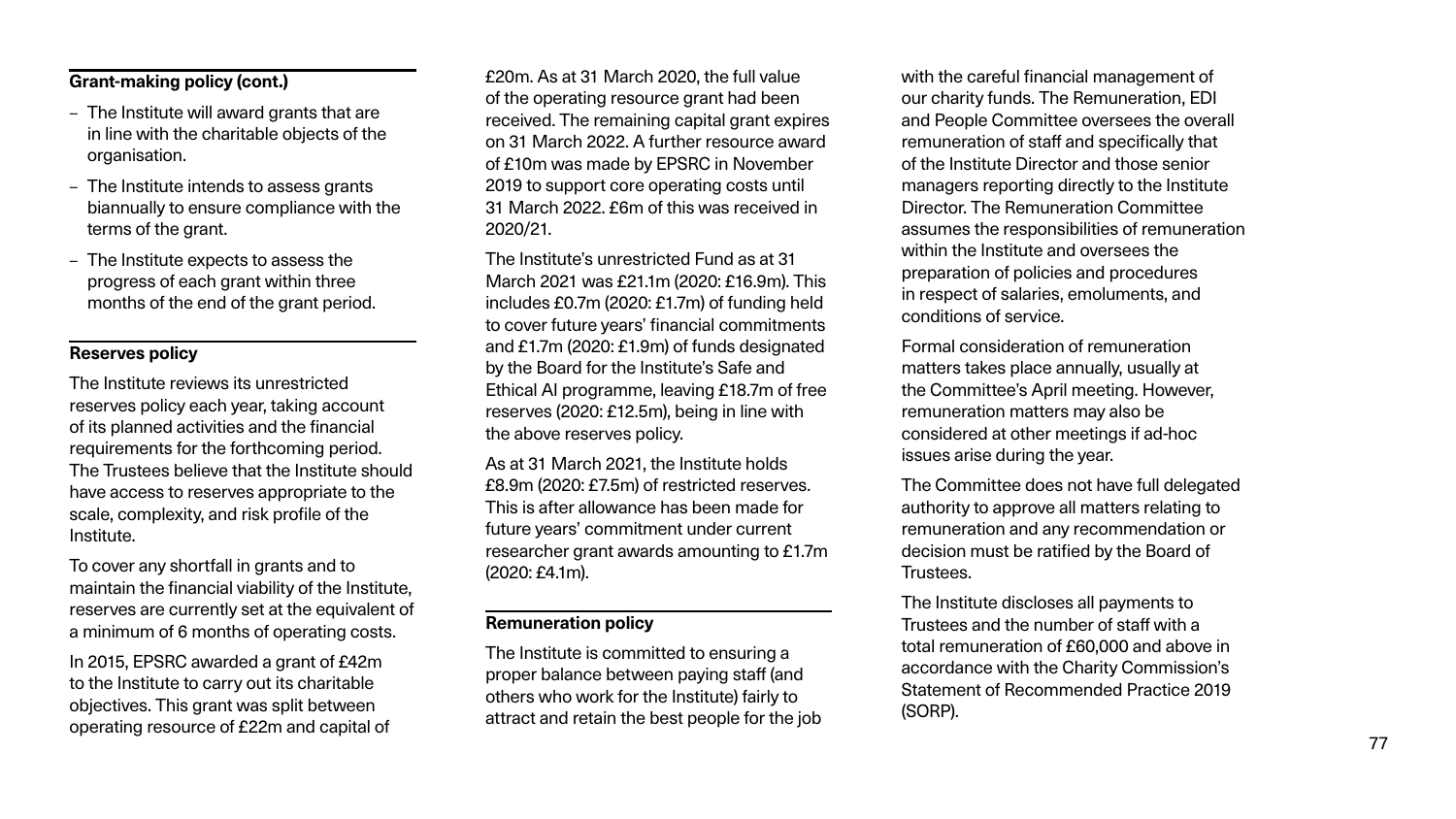### Grant-making policy (cont.)

- The Institute will award grants that are in line with the charitable objects of the organisation.
- The Institute intends to assess grants biannually to ensure compliance with the terms of the grant.
- The Institute expects to assess the progress of each grant within three months of the end of the grant period.

### Reserves policy

The Institute reviews its unrestricted reserves policy each year, taking account of its planned activities and the financial requirements for the forthcoming period. The Trustees believe that the Institute should have access to reserves appropriate to the scale, complexity, and risk profile of the Institute.

To cover any shortfall in grants and to maintain the financial viability of the Institute, reserves are currently set at the equivalent of a minimum of 6 months of operating costs.

In 2015, EPSRC awarded a grant of £42m to the Institute to carry out its charitable objectives. This grant was split between operating resource of £22m and capital of £20m. As at 31 March 2020, the full value of the operating resource grant had been received. The remaining capital grant expires on 31 March 2022. A further resource award of £10m was made by EPSRC in November 2019 to support core operating costs until 31 March 2022. £6m of this was received in 2020/21.

The Institute's unrestricted Fund as at 31 March 2021 was £21.1m (2020: £16.9m). This includes £0.7m (2020: £1.7m) of funding held to cover future years' financial commitments and £1.7m (2020: £1.9m) of funds designated by the Board for the Institute's Safe and Ethical AI programme, leaving £18.7m of free reserves (2020: £12.5m), being in line with the above reserves policy.

As at 31 March 2021, the Institute holds £8.9m (2020: £7.5m) of restricted reserves. This is after allowance has been made for future years' commitment under current researcher grant awards amounting to £1.7m (2020: £4.1m).

### Remuneration policy

The Institute is committed to ensuring a proper balance between paying staff (and others who work for the Institute) fairly to attract and retain the best people for the job with the careful financial management of our charity funds. The Remuneration, EDI and People Committee oversees the overall remuneration of staff and specifically that of the Institute Director and those senior managers reporting directly to the Institute Director. The Remuneration Committee assumes the responsibilities of remuneration within the Institute and oversees the preparation of policies and procedures in respect of salaries, emoluments, and conditions of service.

Formal consideration of remuneration matters takes place annually, usually at the Committee's April meeting. However, remuneration matters may also be considered at other meetings if ad-hoc issues arise during the year.

The Committee does not have full delegated authority to approve all matters relating to remuneration and any recommendation or decision must be ratified by the Board of Trustees.

The Institute discloses all payments to Trustees and the number of staff with a total remuneration of £60,000 and above in accordance with the Charity Commission's Statement of Recommended Practice 2019 (SORP).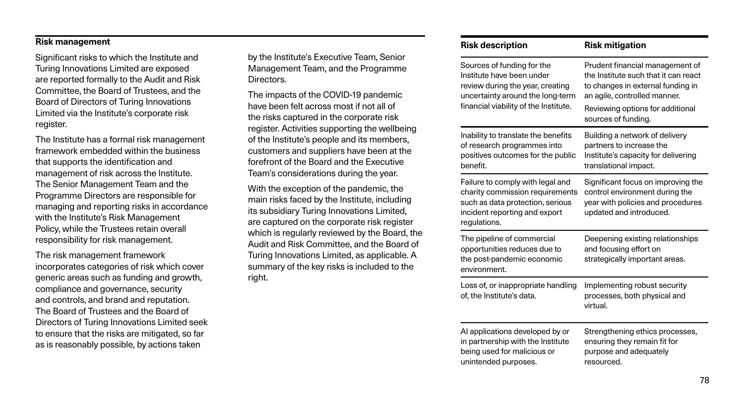**Risk management**

Significant risks to which the Institute and Turing Innovations Limited are exposed are reported formally to the Audit and Risk Committee, the Board of Trustees, and the Board of Directors of Turing Innovations Limited via the Institute's corporate risk register.

The Institute has a formal risk management framework embedded within the business that supports the identification and management of risk across the Institute. The Senior Management Team and the Programme Directors are responsible for managing and reporting risks in accordance with the Institute's Risk Management Policy, while the Trustees retain overall responsibility for risk management.

The risk management framework incorporates categories of risk which cover generic areas such as funding and growth, compliance and governance, security and controls, and brand and reputation. The Board of Trustees and the Board of Directors of Turing Innovations Limited seek to ensure that the risks are mitigated, so far as is reasonably possible, by actions taken by the Institute's Executive Team, Senior Management Team, and the Programme Directors.

The impacts of the COVID-19 pandemic have been felt across most if not all of the risks captured in the corporate risk register. Activities supporting the wellbeing of the Institute's people and its members, customers and suppliers have been at the forefront of the Board and the Executive Team's considerations during the year.

With the exception of the pandemic, the main risks faced by the Institute, including its subsidiary Turing Innovations Limited, are captured on the corporate risk register which is regularly reviewed by the Board, the Audit and Risk Committee, and the Board of Turing Innovations Limited, as applicable. A summary of the key risks is included to the right.

| Risk description | Risk mitigation |
| --- | --- |
| Sources of funding for the Institute have been under review during the year, creating uncertainty around the long-term financial viability of the Institute. | Prudent financial management of the Institute such that it can react to changes in external funding in an agile, controlled manner.<br>Reviewing options for additional sources of funding. |
| Inability to translate the benefits of research programmes into positives outcomes for the public benefit. | Building a network of delivery partners to increase the Institute's capacity for delivering translational impact. |
| Failure to comply with legal and charity commission requirements such as data protection, serious incident reporting and export regulations. | Significant focus on improving the control environment during the year with policies and procedures updated and introduced. |
| The pipeline of commercial opportunities reduces due to the post-pandemic economic environment. | Deepening existing relationships and focusing effort on strategically important areas. |
| Loss of, or inappropriate handling of, the Institute's data. | Implementing robust security processes, both physical and virtual. |
| AI applications developed by or in partnership with the Institute being used for malicious or unintended purposes. | Strengthening ethics processes, ensuring they remain fit for purpose and adequately resourced. |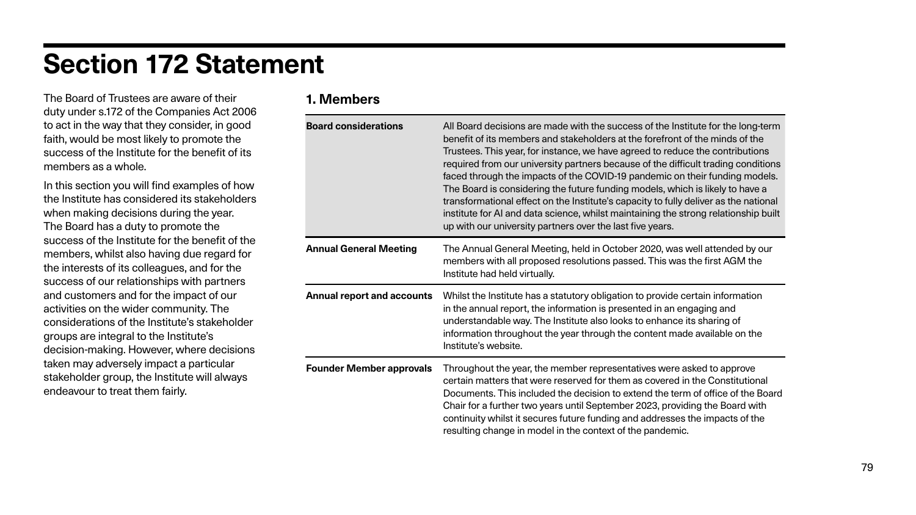# Section 172 Statement

The Board of Trustees are aware of their duty under s.172 of the Companies Act 2006 to act in the way that they consider, in good faith, would be most likely to promote the success of the Institute for the benefit of its members as a whole.

In this section you will find examples of how the Institute has considered its stakeholders when making decisions during the year. The Board has a duty to promote the success of the Institute for the benefit of the members, whilst also having due regard for the interests of its colleagues, and for the success of our relationships with partners and customers and for the impact of our activities on the wider community. The considerations of the Institute's stakeholder groups are integral to the Institute's decision-making. However, where decisions taken may adversely impact a particular stakeholder group, the Institute will always endeavour to treat them fairly.

## 1. Members

| | |
|---|---|
| **Board considerations** | All Board decisions are made with the success of the Institute for the long-term benefit of its members and stakeholders at the forefront of the minds of the Trustees. This year, for instance, we have agreed to reduce the contributions required from our university partners because of the difficult trading conditions faced through the impacts of the COVID-19 pandemic on their funding models. The Board is considering the future funding models, which is likely to have a transformational effect on the Institute's capacity to fully deliver as the national institute for AI and data science, whilst maintaining the strong relationship built up with our university partners over the last five years. |
| **Annual General Meeting** | The Annual General Meeting, held in October 2020, was well attended by our members with all proposed resolutions passed. This was the first AGM the Institute had held virtually. |
| **Annual report and accounts** | Whilst the Institute has a statutory obligation to provide certain information in the annual report, the information is presented in an engaging and understandable way. The Institute also looks to enhance its sharing of information throughout the year through the content made available on the Institute's website. |
| **Founder Member approvals** | Throughout the year, the member representatives were asked to approve certain matters that were reserved for them as covered in the Constitutional Documents. This included the decision to extend the term of office of the Board Chair for a further two years until September 2023, providing the Board with continuity whilst it secures future funding and addresses the impacts of the resulting change in model in the context of the pandemic. |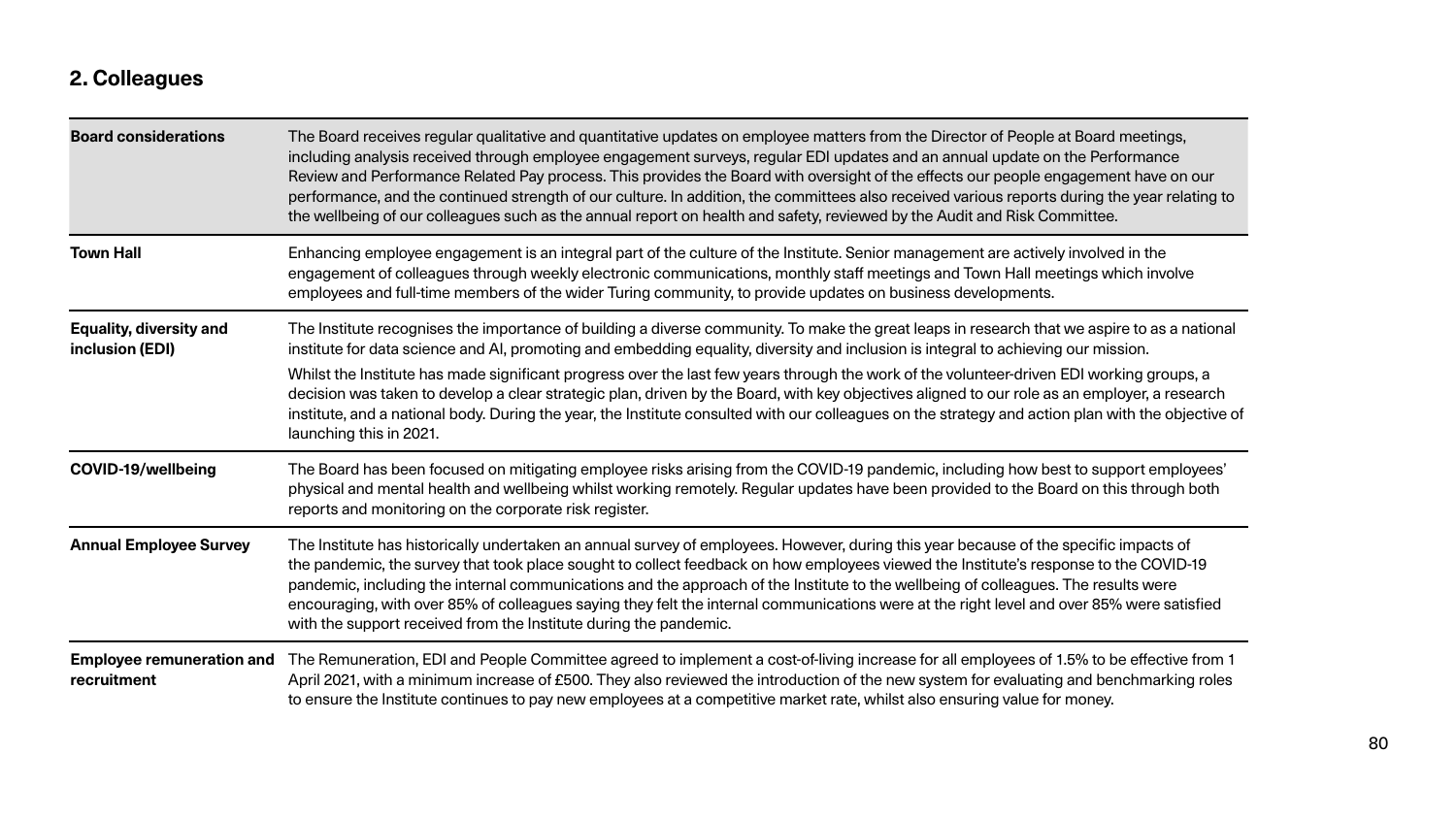## 2. Colleagues

| | |
|---|---|
| **Board considerations** | The Board receives regular qualitative and quantitative updates on employee matters from the Director of People at Board meetings, including analysis received through employee engagement surveys, regular EDI updates and an annual update on the Performance Review and Performance Related Pay process. This provides the Board with oversight of the effects our people engagement have on our performance, and the continued strength of our culture. In addition, the committees also received various reports during the year relating to the wellbeing of our colleagues such as the annual report on health and safety, reviewed by the Audit and Risk Committee. |
| **Town Hall** | Enhancing employee engagement is an integral part of the culture of the Institute. Senior management are actively involved in the engagement of colleagues through weekly electronic communications, monthly staff meetings and Town Hall meetings which involve employees and full-time members of the wider Turing community, to provide updates on business developments. |
| **Equality, diversity and inclusion (EDI)** | The Institute recognises the importance of building a diverse community. To make the great leaps in research that we aspire to as a national institute for data science and AI, promoting and embedding equality, diversity and inclusion is integral to achieving our mission.<br><br>Whilst the Institute has made significant progress over the last few years through the work of the volunteer-driven EDI working groups, a decision was taken to develop a clear strategic plan, driven by the Board, with key objectives aligned to our role as an employer, a research institute, and a national body. During the year, the Institute consulted with our colleagues on the strategy and action plan with the objective of launching this in 2021. |
| **COVID-19/wellbeing** | The Board has been focused on mitigating employee risks arising from the COVID-19 pandemic, including how best to support employees' physical and mental health and wellbeing whilst working remotely. Regular updates have been provided to the Board on this through both reports and monitoring on the corporate risk register. |
| **Annual Employee Survey** | The Institute has historically undertaken an annual survey of employees. However, during this year because of the specific impacts of the pandemic, the survey that took place sought to collect feedback on how employees viewed the Institute's response to the COVID-19 pandemic, including the internal communications and the approach of the Institute to the wellbeing of colleagues. The results were encouraging, with over 85% of colleagues saying they felt the internal communications were at the right level and over 85% were satisfied with the support received from the Institute during the pandemic. |
| **Employee remuneration and recruitment** | The Remuneration, EDI and People Committee agreed to implement a cost-of-living increase for all employees of 1.5% to be effective from 1 April 2021, with a minimum increase of £500. They also reviewed the introduction of the new system for evaluating and benchmarking roles to ensure the Institute continues to pay new employees at a competitive market rate, whilst also ensuring value for money. |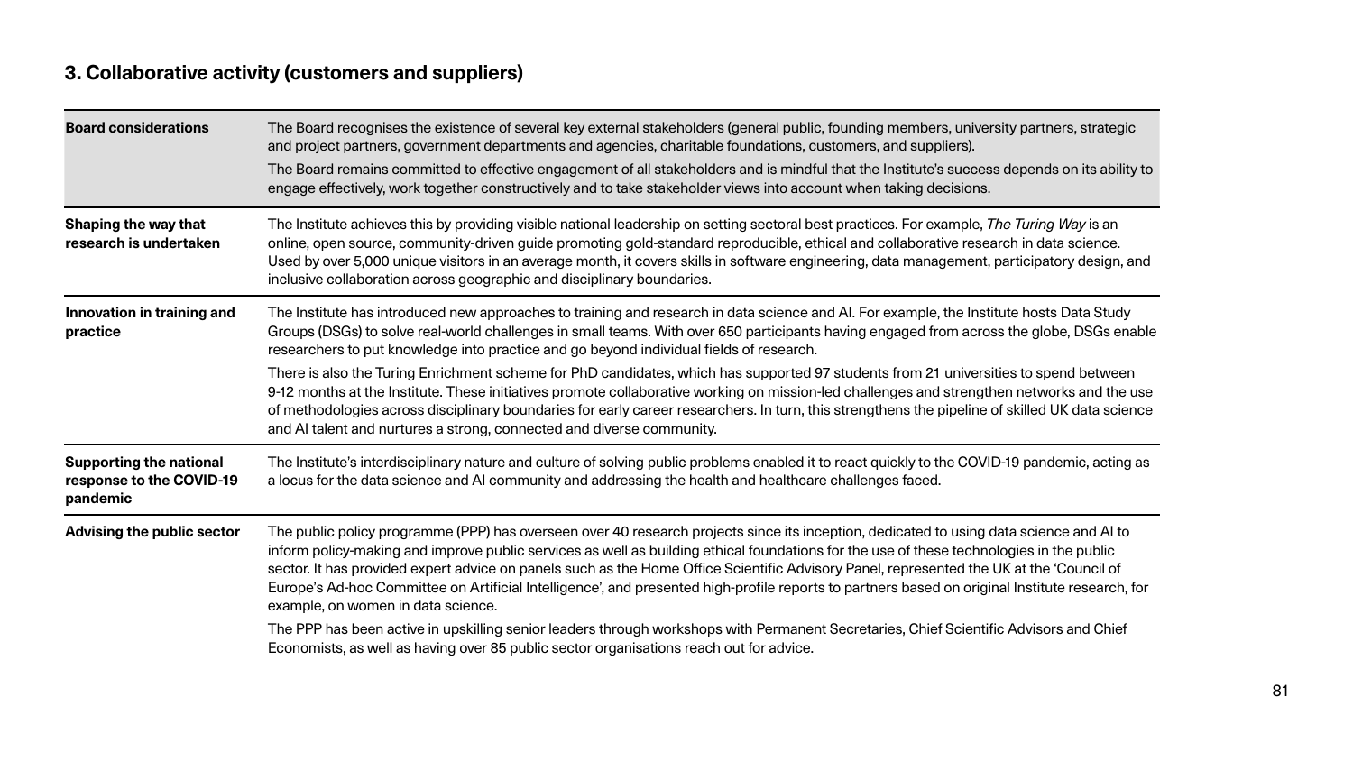### 3. Collaborative activity (customers and suppliers)

| | |
|---|---|
| **Board considerations** | The Board recognises the existence of several key external stakeholders (general public, founding members, university partners, strategic and project partners, government departments and agencies, charitable foundations, customers, and suppliers).<br><br>The Board remains committed to effective engagement of all stakeholders and is mindful that the Institute's success depends on its ability to engage effectively, work together constructively and to take stakeholder views into account when taking decisions. |
| **Shaping the way that research is undertaken** | The Institute achieves this by providing visible national leadership on setting sectoral best practices. For example, *The Turing Way* is an online, open source, community-driven guide promoting gold-standard reproducible, ethical and collaborative research in data science. Used by over 5,000 unique visitors in an average month, it covers skills in software engineering, data management, participatory design, and inclusive collaboration across geographic and disciplinary boundaries. |
| **Innovation in training and practice** | The Institute has introduced new approaches to training and research in data science and AI. For example, the Institute hosts Data Study Groups (DSGs) to solve real-world challenges in small teams. With over 650 participants having engaged from across the globe, DSGs enable researchers to put knowledge into practice and go beyond individual fields of research.<br><br>There is also the Turing Enrichment scheme for PhD candidates, which has supported 97 students from 21 universities to spend between 9-12 months at the Institute. These initiatives promote collaborative working on mission-led challenges and strengthen networks and the use of methodologies across disciplinary boundaries for early career researchers. In turn, this strengthens the pipeline of skilled UK data science and AI talent and nurtures a strong, connected and diverse community. |
| **Supporting the national response to the COVID-19 pandemic** | The Institute's interdisciplinary nature and culture of solving public problems enabled it to react quickly to the COVID-19 pandemic, acting as a locus for the data science and AI community and addressing the health and healthcare challenges faced. |
| **Advising the public sector** | The public policy programme (PPP) has overseen over 40 research projects since its inception, dedicated to using data science and AI to inform policy-making and improve public services as well as building ethical foundations for the use of these technologies in the public sector. It has provided expert advice on panels such as the Home Office Scientific Advisory Panel, represented the UK at the 'Council of Europe's Ad-hoc Committee on Artificial Intelligence', and presented high-profile reports to partners based on original Institute research, for example, on women in data science.<br><br>The PPP has been active in upskilling senior leaders through workshops with Permanent Secretaries, Chief Scientific Advisors and Chief Economists, as well as having over 85 public sector organisations reach out for advice. |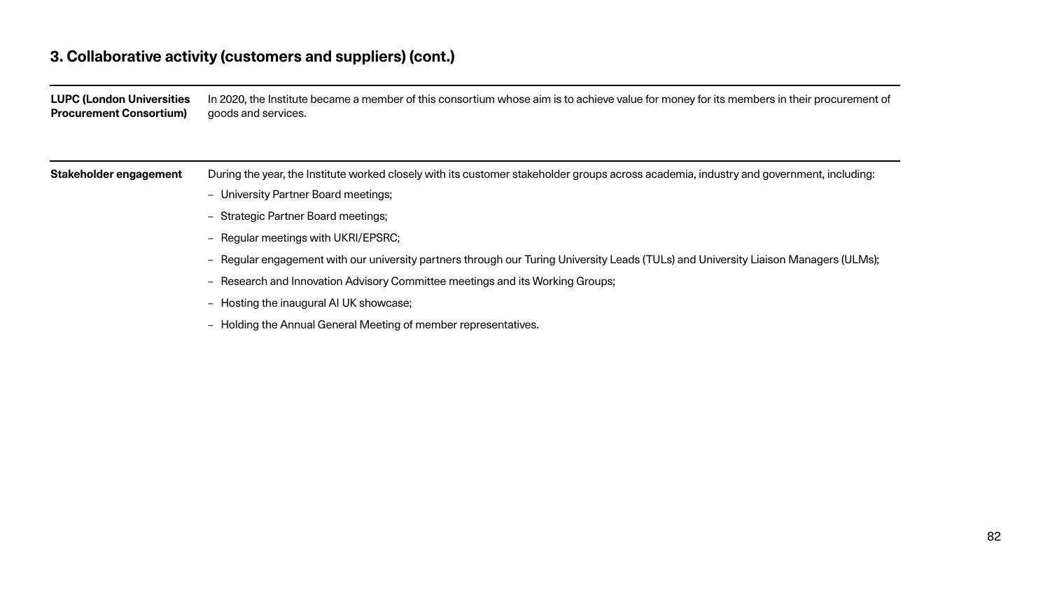## 3. Collaborative activity (customers and suppliers) (cont.)

**LUPC (London Universities Procurement Consortium)**

In 2020, the Institute became a member of this consortium whose aim is to achieve value for money for its members in their procurement of goods and services.

**Stakeholder engagement**

During the year, the Institute worked closely with its customer stakeholder groups across academia, industry and government, including:

- University Partner Board meetings;
- Strategic Partner Board meetings;
- Regular meetings with UKRI/EPSRC;
- Regular engagement with our university partners through our Turing University Leads (TULs) and University Liaison Managers (ULMs);
- Research and Innovation Advisory Committee meetings and its Working Groups;
- Hosting the inaugural AI UK showcase;
- Holding the Annual General Meeting of member representatives.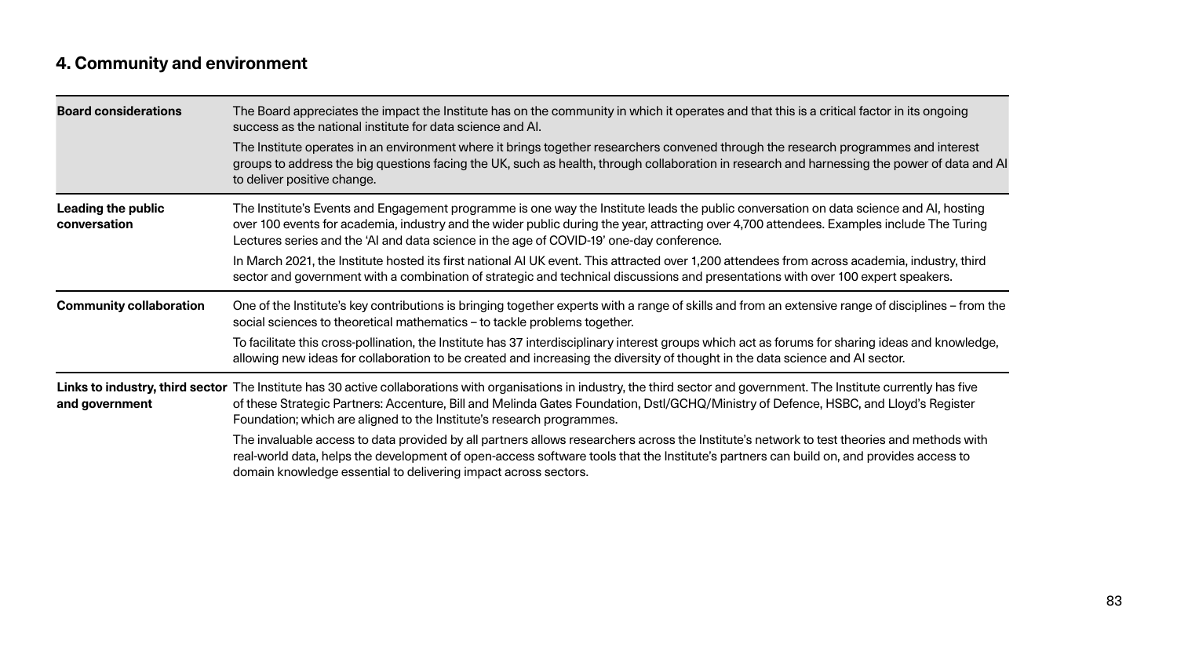## 4. Community and environment

| | |
|---|---|
| **Board considerations** | The Board appreciates the impact the Institute has on the community in which it operates and that this is a critical factor in its ongoing success as the national institute for data science and AI.<br><br>The Institute operates in an environment where it brings together researchers convened through the research programmes and interest groups to address the big questions facing the UK, such as health, through collaboration in research and harnessing the power of data and AI to deliver positive change. |
| **Leading the public conversation** | The Institute's Events and Engagement programme is one way the Institute leads the public conversation on data science and AI, hosting over 100 events for academia, industry and the wider public during the year, attracting over 4,700 attendees. Examples include The Turing Lectures series and the 'AI and data science in the age of COVID-19' one-day conference.<br><br>In March 2021, the Institute hosted its first national AI UK event. This attracted over 1,200 attendees from across academia, industry, third sector and government with a combination of strategic and technical discussions and presentations with over 100 expert speakers. |
| **Community collaboration** | One of the Institute's key contributions is bringing together experts with a range of skills and from an extensive range of disciplines – from the social sciences to theoretical mathematics – to tackle problems together.<br><br>To facilitate this cross-pollination, the Institute has 37 interdisciplinary interest groups which act as forums for sharing ideas and knowledge, allowing new ideas for collaboration to be created and increasing the diversity of thought in the data science and AI sector. |
| **Links to industry, third sector and government** | The Institute has 30 active collaborations with organisations in industry, the third sector and government. The Institute currently has five of these Strategic Partners: Accenture, Bill and Melinda Gates Foundation, Dstl/GCHQ/Ministry of Defence, HSBC, and Lloyd's Register Foundation; which are aligned to the Institute's research programmes.<br><br>The invaluable access to data provided by all partners allows researchers across the Institute's network to test theories and methods with real-world data, helps the development of open-access software tools that the Institute's partners can build on, and provides access to domain knowledge essential to delivering impact across sectors. |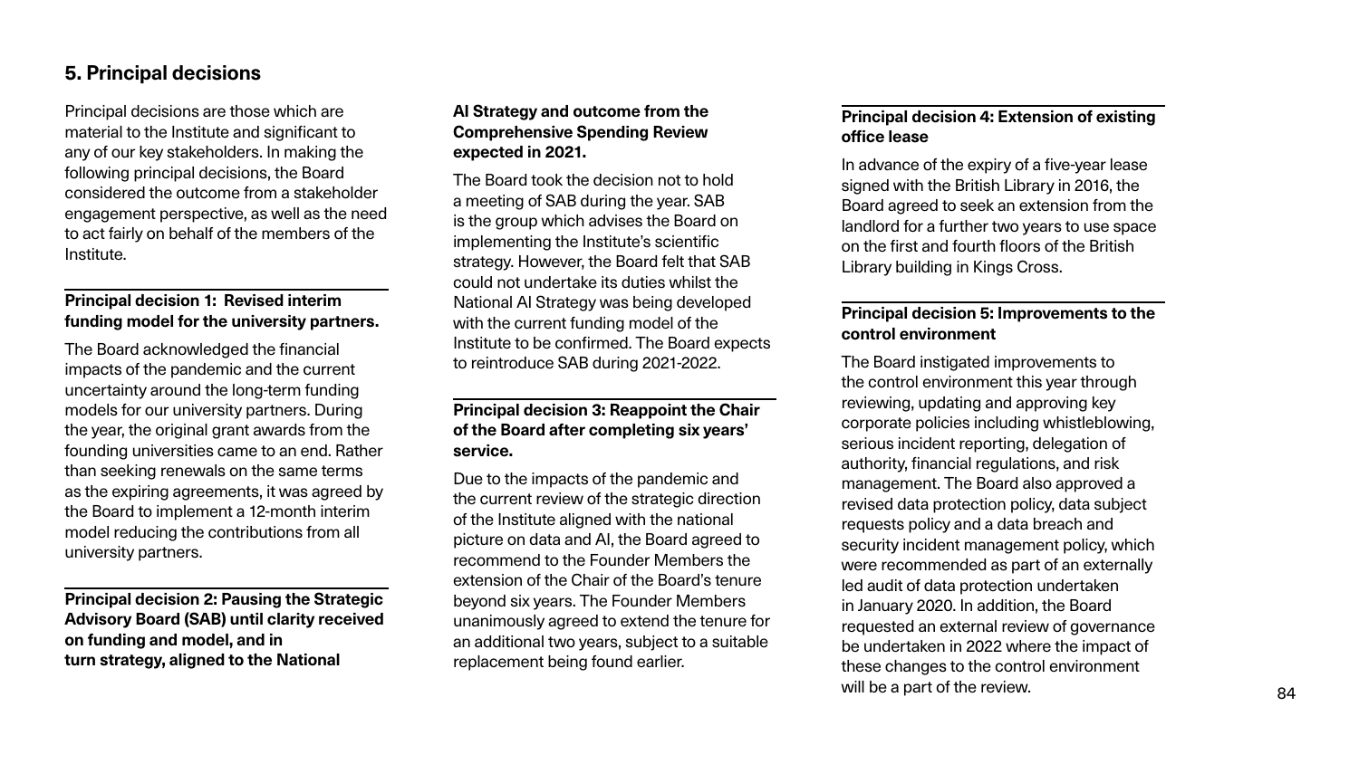## 5. Principal decisions

Principal decisions are those which are material to the Institute and significant to any of our key stakeholders. In making the following principal decisions, the Board considered the outcome from a stakeholder engagement perspective, as well as the need to act fairly on behalf of the members of the Institute.

**Principal decision 1: Revised interim funding model for the university partners.**

The Board acknowledged the financial impacts of the pandemic and the current uncertainty around the long-term funding models for our university partners. During the year, the original grant awards from the founding universities came to an end. Rather than seeking renewals on the same terms as the expiring agreements, it was agreed by the Board to implement a 12-month interim model reducing the contributions from all university partners.

**Principal decision 2: Pausing the Strategic Advisory Board (SAB) until clarity received on funding and model, and in turn strategy, aligned to the National AI Strategy and outcome from the Comprehensive Spending Review expected in 2021.**

The Board took the decision not to hold a meeting of SAB during the year. SAB is the group which advises the Board on implementing the Institute's scientific strategy. However, the Board felt that SAB could not undertake its duties whilst the National AI Strategy was being developed with the current funding model of the Institute to be confirmed. The Board expects to reintroduce SAB during 2021-2022.

**Principal decision 3: Reappoint the Chair of the Board after completing six years' service.**

Due to the impacts of the pandemic and the current review of the strategic direction of the Institute aligned with the national picture on data and AI, the Board agreed to recommend to the Founder Members the extension of the Chair of the Board's tenure beyond six years. The Founder Members unanimously agreed to extend the tenure for an additional two years, subject to a suitable replacement being found earlier.

**Principal decision 4: Extension of existing office lease**

In advance of the expiry of a five-year lease signed with the British Library in 2016, the Board agreed to seek an extension from the landlord for a further two years to use space on the first and fourth floors of the British Library building in Kings Cross.

**Principal decision 5: Improvements to the control environment**

The Board instigated improvements to the control environment this year through reviewing, updating and approving key corporate policies including whistleblowing, serious incident reporting, delegation of authority, financial regulations, and risk management. The Board also approved a revised data protection policy, data subject requests policy and a data breach and security incident management policy, which were recommended as part of an externally led audit of data protection undertaken in January 2020. In addition, the Board requested an external review of governance be undertaken in 2022 where the impact of these changes to the control environment will be a part of the review.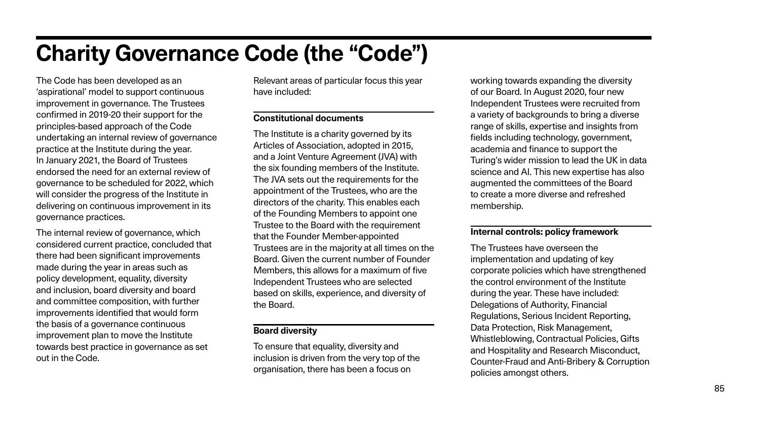# Charity Governance Code (the "Code")

The Code has been developed as an 'aspirational' model to support continuous improvement in governance. The Trustees confirmed in 2019-20 their support for the principles-based approach of the Code undertaking an internal review of governance practice at the Institute during the year. In January 2021, the Board of Trustees endorsed the need for an external review of governance to be scheduled for 2022, which will consider the progress of the Institute in delivering on continuous improvement in its governance practices.

The internal review of governance, which considered current practice, concluded that there had been significant improvements made during the year in areas such as policy development, equality, diversity and inclusion, board diversity and board and committee composition, with further improvements identified that would form the basis of a governance continuous improvement plan to move the Institute towards best practice in governance as set out in the Code.

Relevant areas of particular focus this year have included:

### Constitutional documents

The Institute is a charity governed by its Articles of Association, adopted in 2015, and a Joint Venture Agreement (JVA) with the six founding members of the Institute. The JVA sets out the requirements for the appointment of the Trustees, who are the directors of the charity. This enables each of the Founding Members to appoint one Trustee to the Board with the requirement that the Founder Member-appointed Trustees are in the majority at all times on the Board. Given the current number of Founder Members, this allows for a maximum of five Independent Trustees who are selected based on skills, experience, and diversity of the Board.

### Board diversity

To ensure that equality, diversity and inclusion is driven from the very top of the organisation, there has been a focus on working towards expanding the diversity of our Board. In August 2020, four new Independent Trustees were recruited from a variety of backgrounds to bring a diverse range of skills, expertise and insights from fields including technology, government, academia and finance to support the Turing's wider mission to lead the UK in data science and AI. This new expertise has also augmented the committees of the Board to create a more diverse and refreshed membership.

### Internal controls: policy framework

The Trustees have overseen the implementation and updating of key corporate policies which have strengthened the control environment of the Institute during the year. These have included: Delegations of Authority, Financial Regulations, Serious Incident Reporting, Data Protection, Risk Management, Whistleblowing, Contractual Policies, Gifts and Hospitality and Research Misconduct, Counter-Fraud and Anti-Bribery & Corruption policies amongst others.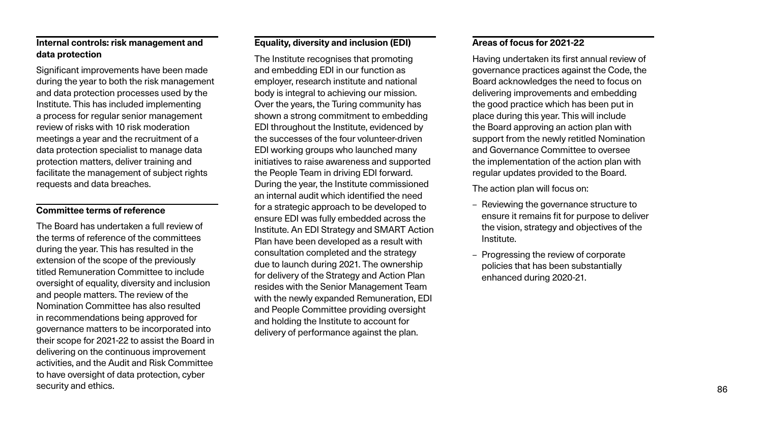### Internal controls: risk management and data protection

Significant improvements have been made during the year to both the risk management and data protection processes used by the Institute. This has included implementing a process for regular senior management review of risks with 10 risk moderation meetings a year and the recruitment of a data protection specialist to manage data protection matters, deliver training and facilitate the management of subject rights requests and data breaches.

### Committee terms of reference

The Board has undertaken a full review of the terms of reference of the committees during the year. This has resulted in the extension of the scope of the previously titled Remuneration Committee to include oversight of equality, diversity and inclusion and people matters. The review of the Nomination Committee has also resulted in recommendations being approved for governance matters to be incorporated into their scope for 2021-22 to assist the Board in delivering on the continuous improvement activities, and the Audit and Risk Committee to have oversight of data protection, cyber security and ethics.

### Equality, diversity and inclusion (EDI)

The Institute recognises that promoting and embedding EDI in our function as employer, research institute and national body is integral to achieving our mission. Over the years, the Turing community has shown a strong commitment to embedding EDI throughout the Institute, evidenced by the successes of the four volunteer-driven EDI working groups who launched many initiatives to raise awareness and supported the People Team in driving EDI forward. During the year, the Institute commissioned an internal audit which identified the need for a strategic approach to be developed to ensure EDI was fully embedded across the Institute. An EDI Strategy and SMART Action Plan have been developed as a result with consultation completed and the strategy due to launch during 2021. The ownership for delivery of the Strategy and Action Plan resides with the Senior Management Team with the newly expanded Remuneration, EDI and People Committee providing oversight and holding the Institute to account for delivery of performance against the plan.

### Areas of focus for 2021-22

Having undertaken its first annual review of governance practices against the Code, the Board acknowledges the need to focus on delivering improvements and embedding the good practice which has been put in place during this year. This will include the Board approving an action plan with support from the newly retitled Nomination and Governance Committee to oversee the implementation of the action plan with regular updates provided to the Board.

The action plan will focus on:

- Reviewing the governance structure to ensure it remains fit for purpose to deliver the vision, strategy and objectives of the Institute.
- Progressing the review of corporate policies that has been substantially enhanced during 2020-21.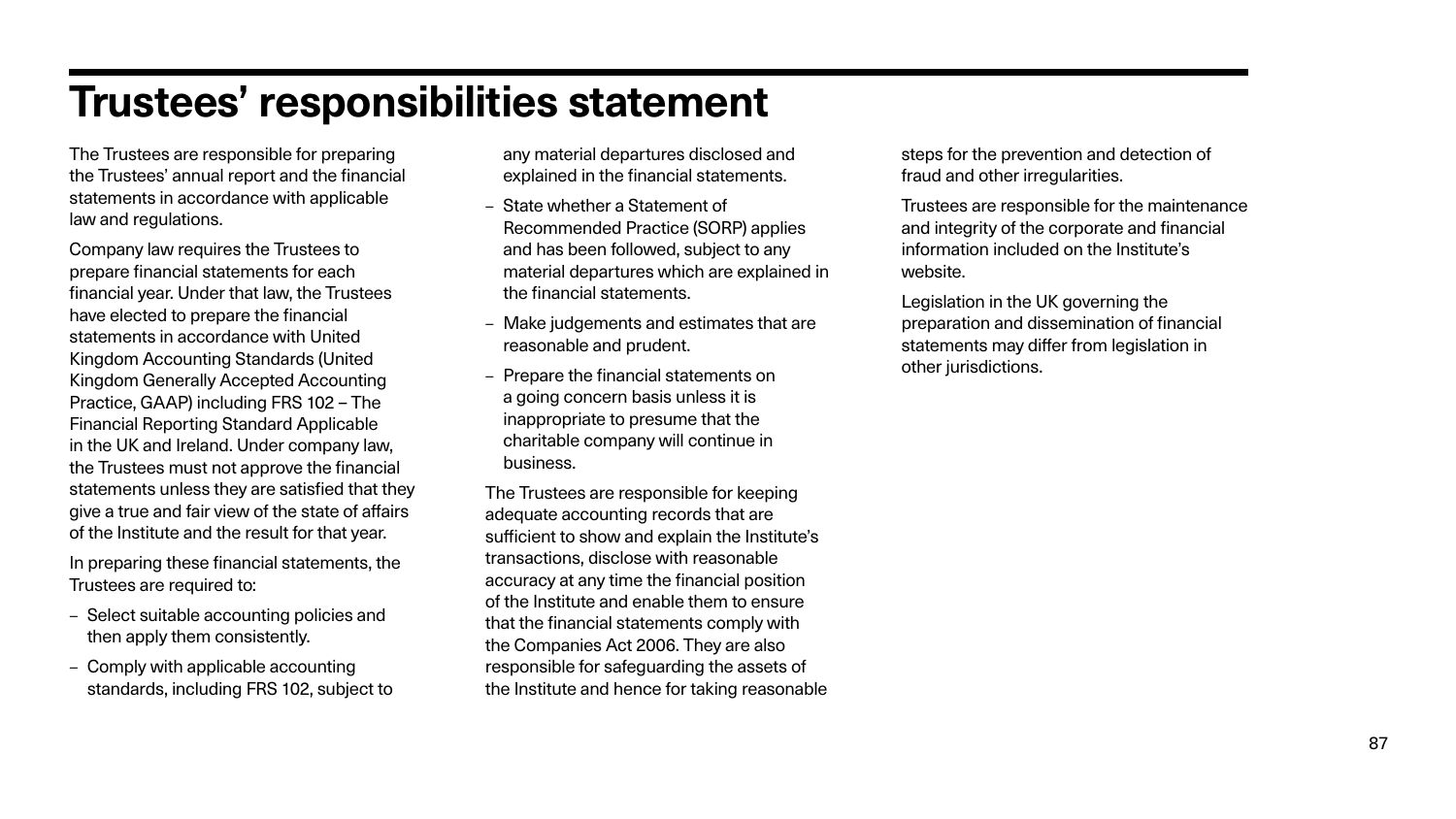# Trustees' responsibilities statement

The Trustees are responsible for preparing the Trustees' annual report and the financial statements in accordance with applicable law and regulations.

Company law requires the Trustees to prepare financial statements for each financial year. Under that law, the Trustees have elected to prepare the financial statements in accordance with United Kingdom Accounting Standards (United Kingdom Generally Accepted Accounting Practice, GAAP) including FRS 102 – The Financial Reporting Standard Applicable in the UK and Ireland. Under company law, the Trustees must not approve the financial statements unless they are satisfied that they give a true and fair view of the state of affairs of the Institute and the result for that year.

In preparing these financial statements, the Trustees are required to:

- Select suitable accounting policies and then apply them consistently.
- Comply with applicable accounting standards, including FRS 102, subject to any material departures disclosed and explained in the financial statements.
- State whether a Statement of Recommended Practice (SORP) applies and has been followed, subject to any material departures which are explained in the financial statements.
- Make judgements and estimates that are reasonable and prudent.
- Prepare the financial statements on a going concern basis unless it is inappropriate to presume that the charitable company will continue in business.

The Trustees are responsible for keeping adequate accounting records that are sufficient to show and explain the Institute's transactions, disclose with reasonable accuracy at any time the financial position of the Institute and enable them to ensure that the financial statements comply with the Companies Act 2006. They are also responsible for safeguarding the assets of the Institute and hence for taking reasonable steps for the prevention and detection of fraud and other irregularities.

Trustees are responsible for the maintenance and integrity of the corporate and financial information included on the Institute's website.

Legislation in the UK governing the preparation and dissemination of financial statements may differ from legislation in other jurisdictions.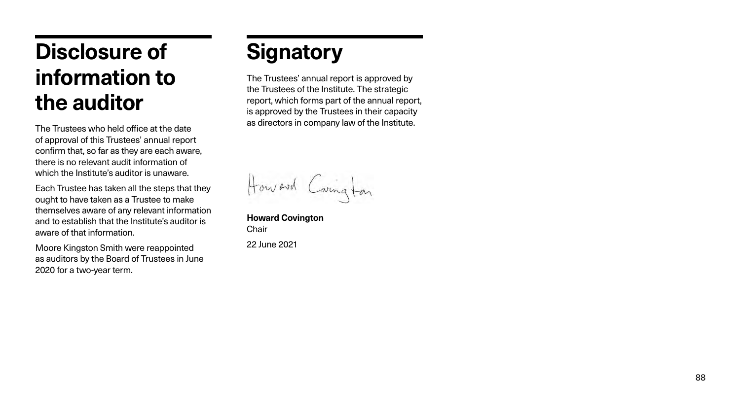## Disclosure of information to the auditor

The Trustees who held office at the date of approval of this Trustees' annual report confirm that, so far as they are each aware, there is no relevant audit information of which the Institute's auditor is unaware.

Each Trustee has taken all the steps that they ought to have taken as a Trustee to make themselves aware of any relevant information and to establish that the Institute's auditor is aware of that information.

Moore Kingston Smith were reappointed as auditors by the Board of Trustees in June 2020 for a two-year term.

## Signatory

The Trustees' annual report is approved by the Trustees of the Institute. The strategic report, which forms part of the annual report, is approved by the Trustees in their capacity as directors in company law of the Institute.

Howard Covington

**Howard Covington**
Chair

22 June 2021